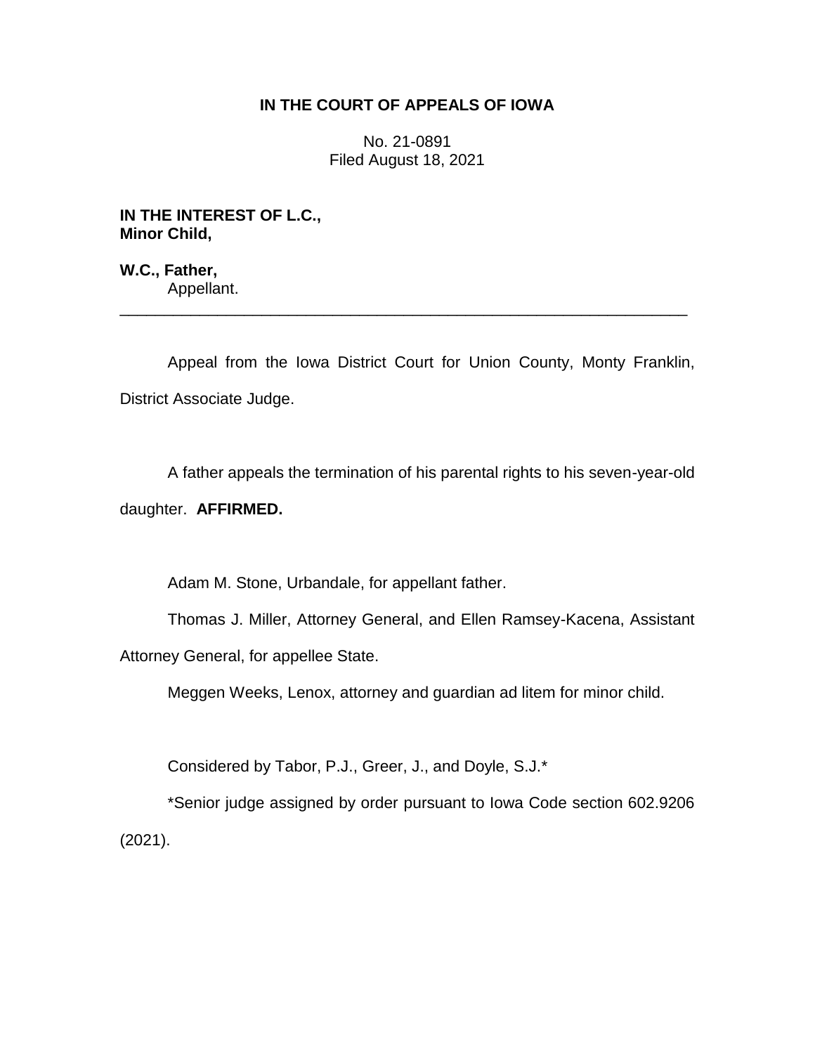**IN THE COURT OF APPEALS OF IOWA**

No. 21-0891
Filed August 18, 2021

**IN THE INTEREST OF L.C.,**
**Minor Child,**

**W.C., Father,**
Appellant.

---

Appeal from the Iowa District Court for Union County, Monty Franklin, District Associate Judge.

A father appeals the termination of his parental rights to his seven-year-old daughter. **AFFIRMED.**

Adam M. Stone, Urbandale, for appellant father.

Thomas J. Miller, Attorney General, and Ellen Ramsey-Kacena, Assistant Attorney General, for appellee State.

Meggen Weeks, Lenox, attorney and guardian ad litem for minor child.

Considered by Tabor, P.J., Greer, J., and Doyle, S.J.*

*Senior judge assigned by order pursuant to Iowa Code section 602.9206 (2021).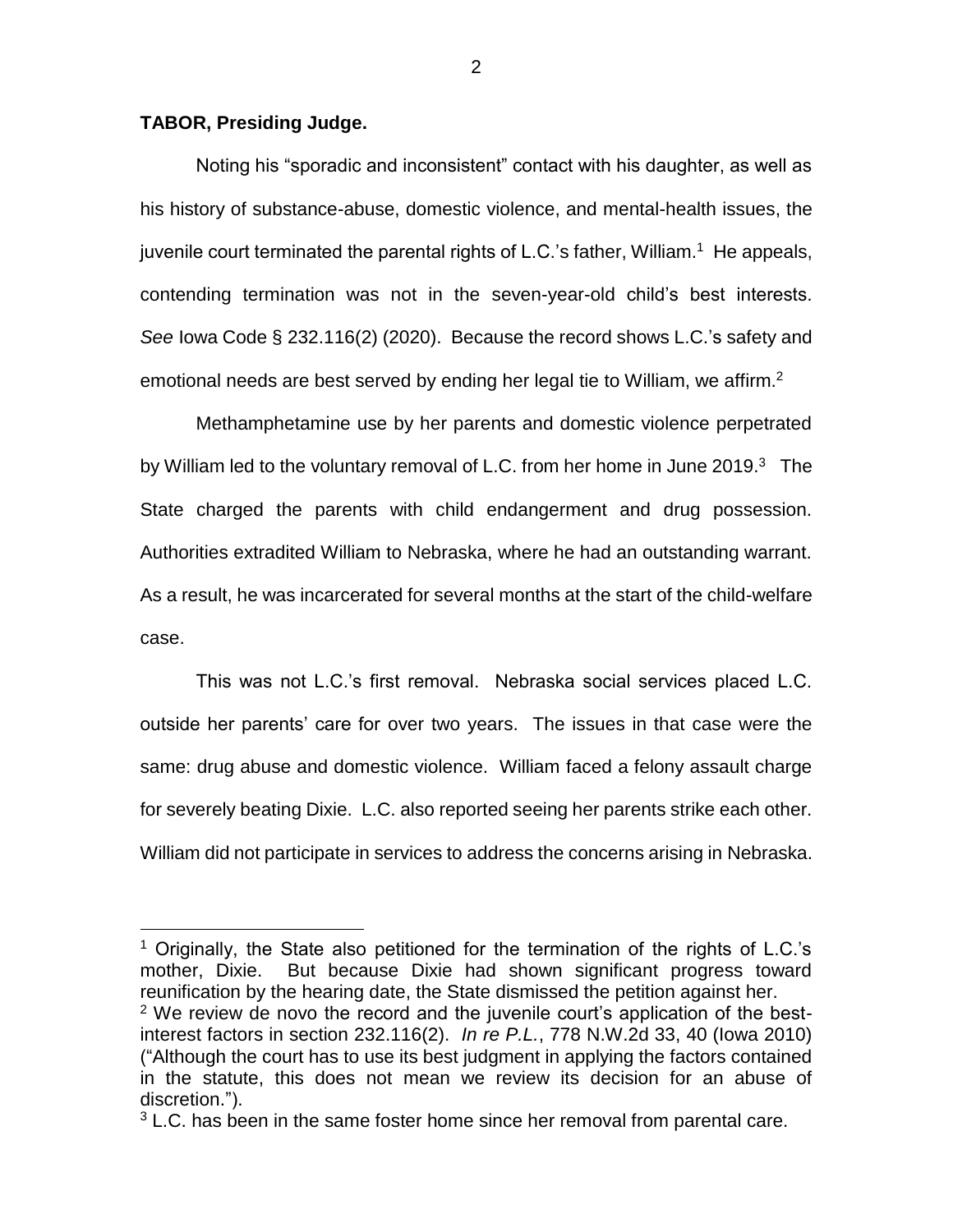**TABOR, Presiding Judge.**

Noting his "sporadic and inconsistent" contact with his daughter, as well as his history of substance-abuse, domestic violence, and mental-health issues, the juvenile court terminated the parental rights of L.C.'s father, William.[1] He appeals, contending termination was not in the seven-year-old child's best interests. *See* Iowa Code § 232.116(2) (2020). Because the record shows L.C.'s safety and emotional needs are best served by ending her legal tie to William, we affirm.[2]

Methamphetamine use by her parents and domestic violence perpetrated by William led to the voluntary removal of L.C. from her home in June 2019.[3] The State charged the parents with child endangerment and drug possession. Authorities extradited William to Nebraska, where he had an outstanding warrant. As a result, he was incarcerated for several months at the start of the child-welfare case.

This was not L.C.'s first removal. Nebraska social services placed L.C. outside her parents' care for over two years. The issues in that case were the same: drug abuse and domestic violence. William faced a felony assault charge for severely beating Dixie. L.C. also reported seeing her parents strike each other. William did not participate in services to address the concerns arising in Nebraska.

---

[1] Originally, the State also petitioned for the termination of the rights of L.C.'s mother, Dixie. But because Dixie had shown significant progress toward reunification by the hearing date, the State dismissed the petition against her.

[2] We review de novo the record and the juvenile court's application of the best-interest factors in section 232.116(2). *In re P.L.*, 778 N.W.2d 33, 40 (Iowa 2010) ("Although the court has to use its best judgment in applying the factors contained in the statute, this does not mean we review its decision for an abuse of discretion.").

[3] L.C. has been in the same foster home since her removal from parental care.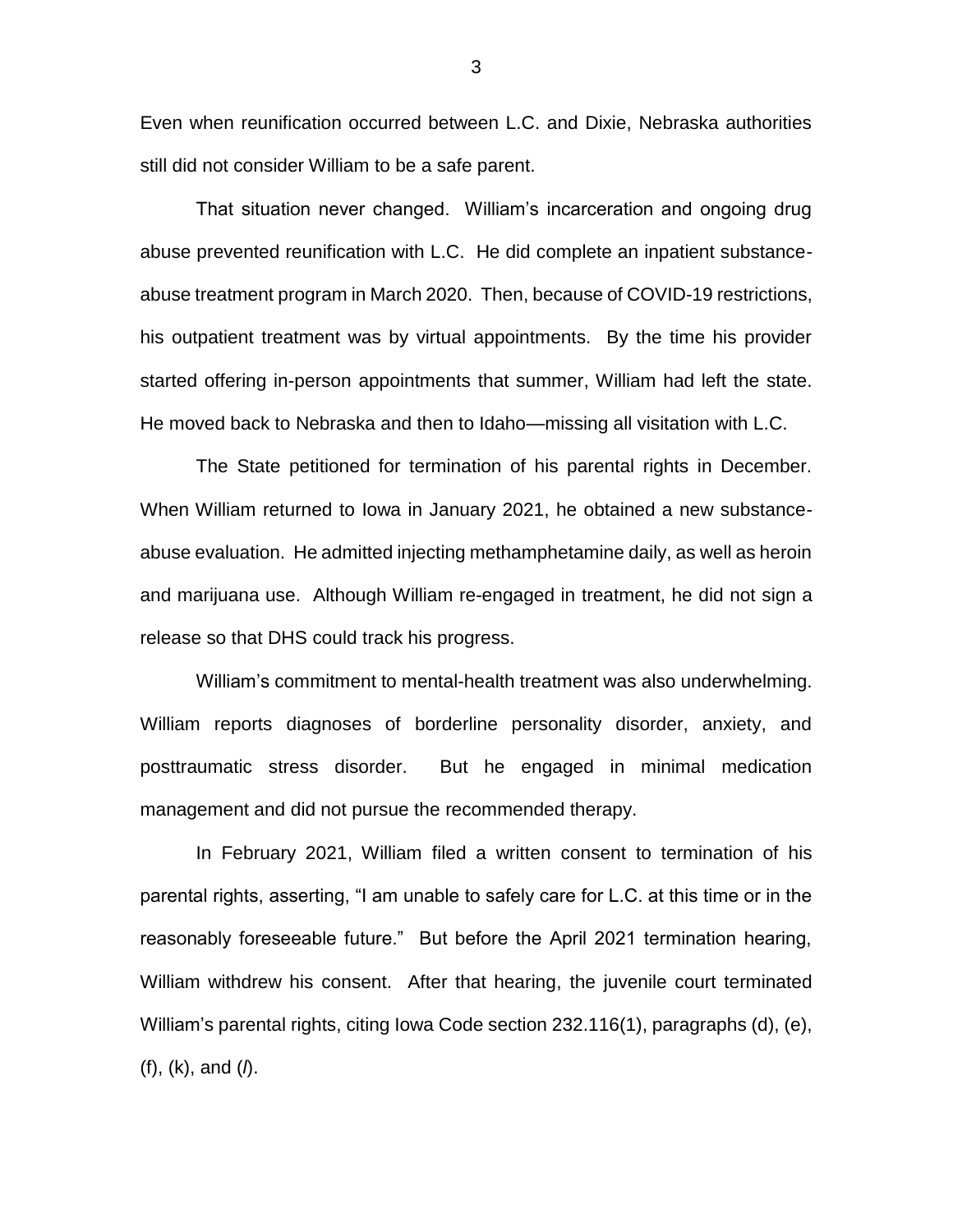Even when reunification occurred between L.C. and Dixie, Nebraska authorities still did not consider William to be a safe parent.

That situation never changed. William's incarceration and ongoing drug abuse prevented reunification with L.C. He did complete an inpatient substance-abuse treatment program in March 2020. Then, because of COVID-19 restrictions, his outpatient treatment was by virtual appointments. By the time his provider started offering in-person appointments that summer, William had left the state. He moved back to Nebraska and then to Idaho—missing all visitation with L.C.

The State petitioned for termination of his parental rights in December. When William returned to Iowa in January 2021, he obtained a new substance-abuse evaluation. He admitted injecting methamphetamine daily, as well as heroin and marijuana use. Although William re-engaged in treatment, he did not sign a release so that DHS could track his progress.

William's commitment to mental-health treatment was also underwhelming. William reports diagnoses of borderline personality disorder, anxiety, and posttraumatic stress disorder. But he engaged in minimal medication management and did not pursue the recommended therapy.

In February 2021, William filed a written consent to termination of his parental rights, asserting, "I am unable to safely care for L.C. at this time or in the reasonably foreseeable future." But before the April 2021 termination hearing, William withdrew his consent. After that hearing, the juvenile court terminated William's parental rights, citing Iowa Code section 232.116(1), paragraphs (d), (e), (f), (k), and (*l*).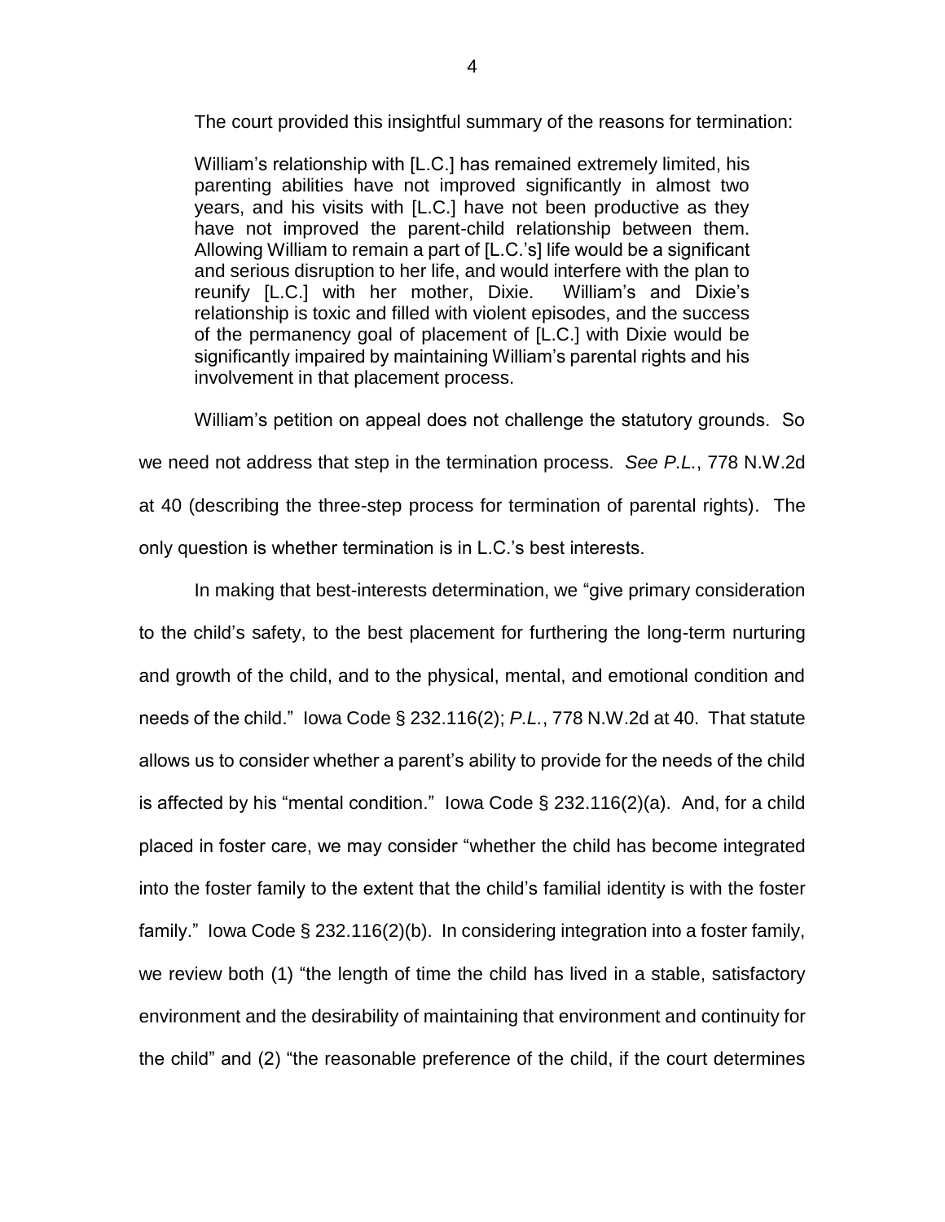The court provided this insightful summary of the reasons for termination:

> William's relationship with [L.C.] has remained extremely limited, his parenting abilities have not improved significantly in almost two years, and his visits with [L.C.] have not been productive as they have not improved the parent-child relationship between them. Allowing William to remain a part of [L.C.'s] life would be a significant and serious disruption to her life, and would interfere with the plan to reunify [L.C.] with her mother, Dixie. William's and Dixie's relationship is toxic and filled with violent episodes, and the success of the permanency goal of placement of [L.C.] with Dixie would be significantly impaired by maintaining William's parental rights and his involvement in that placement process.

William's petition on appeal does not challenge the statutory grounds. So we need not address that step in the termination process. *See P.L.*, 778 N.W.2d at 40 (describing the three-step process for termination of parental rights). The only question is whether termination is in L.C.'s best interests.

In making that best-interests determination, we "give primary consideration to the child's safety, to the best placement for furthering the long-term nurturing and growth of the child, and to the physical, mental, and emotional condition and needs of the child." Iowa Code § 232.116(2); *P.L.*, 778 N.W.2d at 40. That statute allows us to consider whether a parent's ability to provide for the needs of the child is affected by his "mental condition." Iowa Code § 232.116(2)(a). And, for a child placed in foster care, we may consider "whether the child has become integrated into the foster family to the extent that the child's familial identity is with the foster family." Iowa Code § 232.116(2)(b). In considering integration into a foster family, we review both (1) "the length of time the child has lived in a stable, satisfactory environment and the desirability of maintaining that environment and continuity for the child" and (2) "the reasonable preference of the child, if the court determines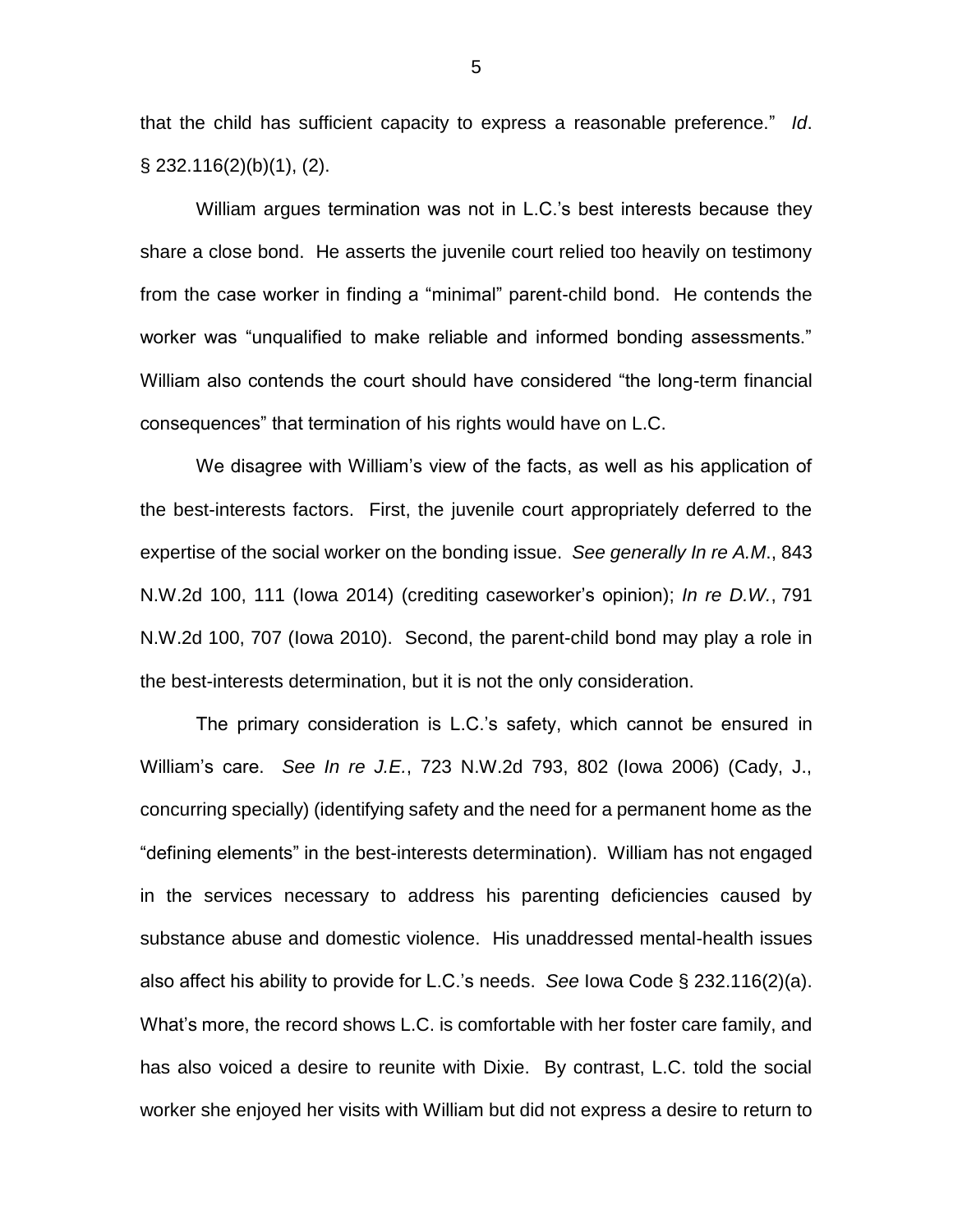that the child has sufficient capacity to express a reasonable preference." *Id*. § 232.116(2)(b)(1), (2).

William argues termination was not in L.C.'s best interests because they share a close bond. He asserts the juvenile court relied too heavily on testimony from the case worker in finding a "minimal" parent-child bond. He contends the worker was "unqualified to make reliable and informed bonding assessments." William also contends the court should have considered "the long-term financial consequences" that termination of his rights would have on L.C.

We disagree with William's view of the facts, as well as his application of the best-interests factors. First, the juvenile court appropriately deferred to the expertise of the social worker on the bonding issue. *See generally In re A.M*., 843 N.W.2d 100, 111 (Iowa 2014) (crediting caseworker's opinion); *In re D.W.*, 791 N.W.2d 100, 707 (Iowa 2010). Second, the parent-child bond may play a role in the best-interests determination, but it is not the only consideration.

The primary consideration is L.C.'s safety, which cannot be ensured in William's care. *See In re J.E.*, 723 N.W.2d 793, 802 (Iowa 2006) (Cady, J., concurring specially) (identifying safety and the need for a permanent home as the "defining elements" in the best-interests determination). William has not engaged in the services necessary to address his parenting deficiencies caused by substance abuse and domestic violence. His unaddressed mental-health issues also affect his ability to provide for L.C.'s needs. *See* Iowa Code § 232.116(2)(a). What's more, the record shows L.C. is comfortable with her foster care family, and has also voiced a desire to reunite with Dixie. By contrast, L.C. told the social worker she enjoyed her visits with William but did not express a desire to return to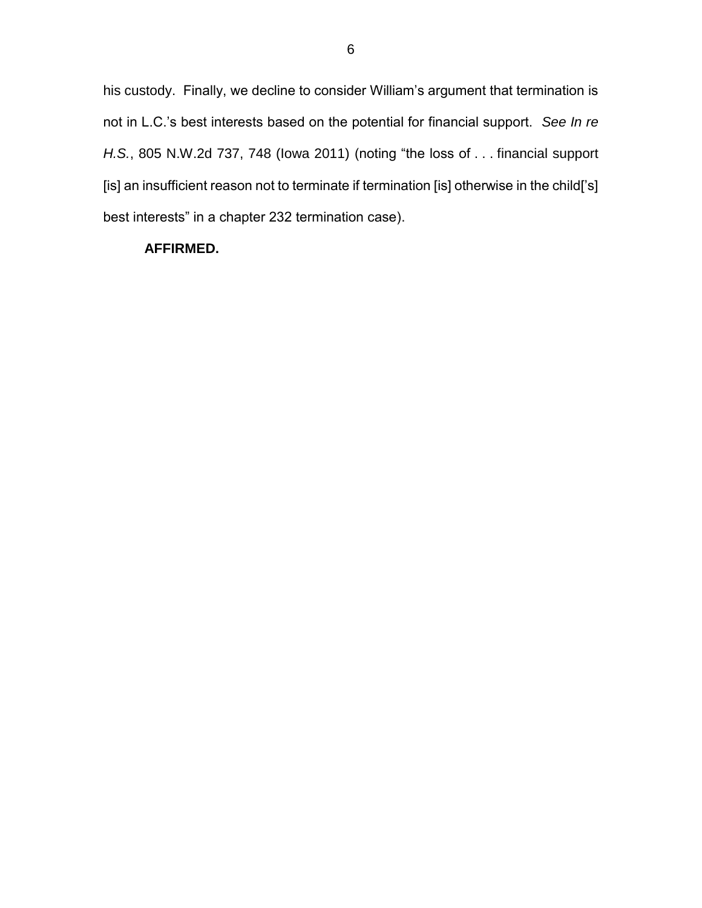his custody. Finally, we decline to consider William's argument that termination is not in L.C.'s best interests based on the potential for financial support. *See In re H.S.*, 805 N.W.2d 737, 748 (Iowa 2011) (noting "the loss of . . . financial support [is] an insufficient reason not to terminate if termination [is] otherwise in the child['s] best interests" in a chapter 232 termination case).

**AFFIRMED.**